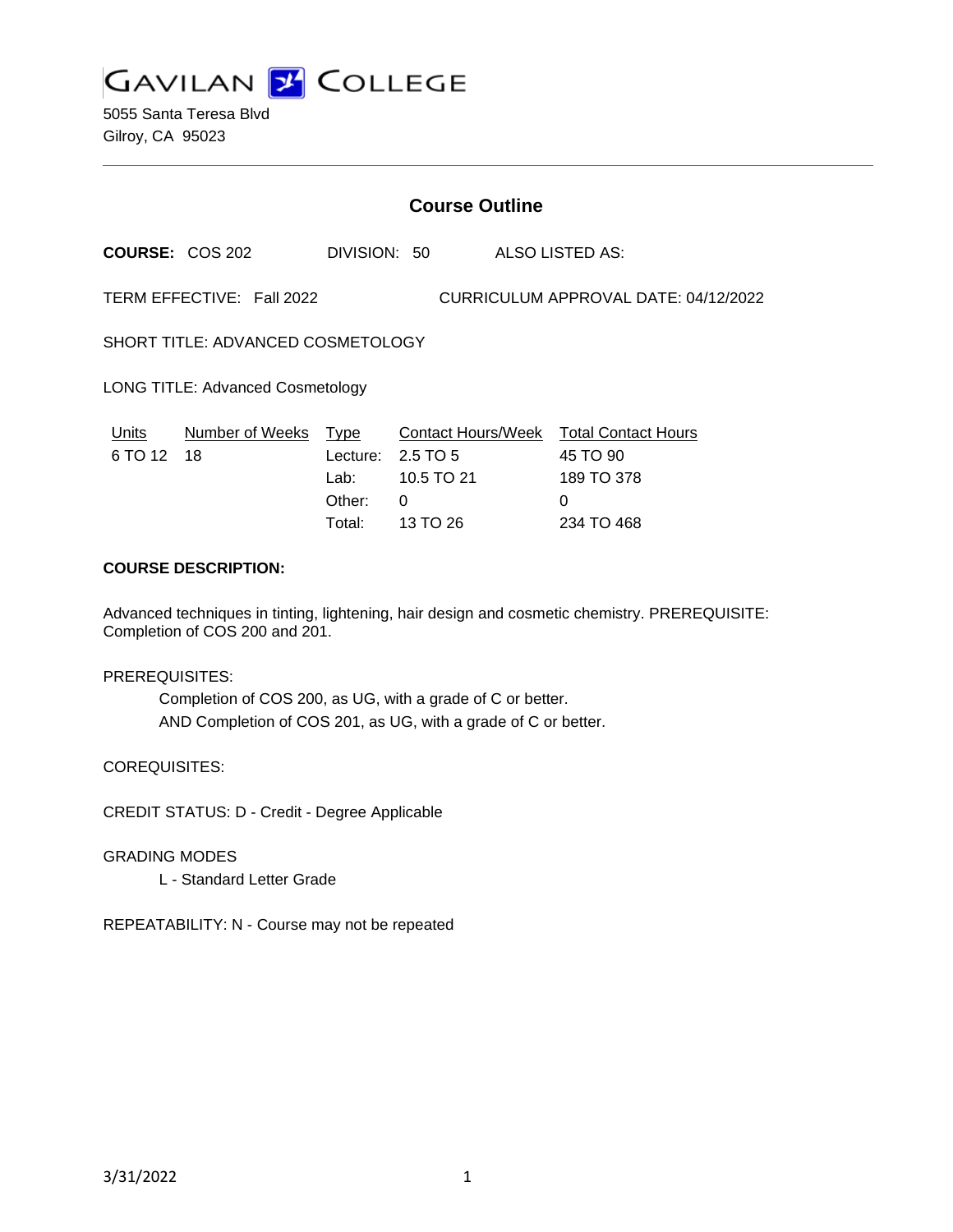# GAVILAN COLLEGE

5055 Santa Teresa Blvd
Gilroy, CA 95023

## Course Outline

**COURSE:** COS 202 DIVISION: 50 ALSO LISTED AS:

TERM EFFECTIVE: Fall 2022 CURRICULUM APPROVAL DATE: 04/12/2022

SHORT TITLE: ADVANCED COSMETOLOGY

LONG TITLE: Advanced Cosmetology

| Units | Number of Weeks | Type | Contact Hours/Week | Total Contact Hours |
|---|---|---|---|---|
| 6 TO 12 | 18 | Lecture: | 2.5 TO 5 | 45 TO 90 |
| | | Lab: | 10.5 TO 21 | 189 TO 378 |
| | | Other: | 0 | 0 |
| | | Total: | 13 TO 26 | 234 TO 468 |

**COURSE DESCRIPTION:**

Advanced techniques in tinting, lightening, hair design and cosmetic chemistry. PREREQUISITE: Completion of COS 200 and 201.

PREREQUISITES:

Completion of COS 200, as UG, with a grade of C or better.
AND Completion of COS 201, as UG, with a grade of C or better.

COREQUISITES:

CREDIT STATUS: D - Credit - Degree Applicable

GRADING MODES

L - Standard Letter Grade

REPEATABILITY: N - Course may not be repeated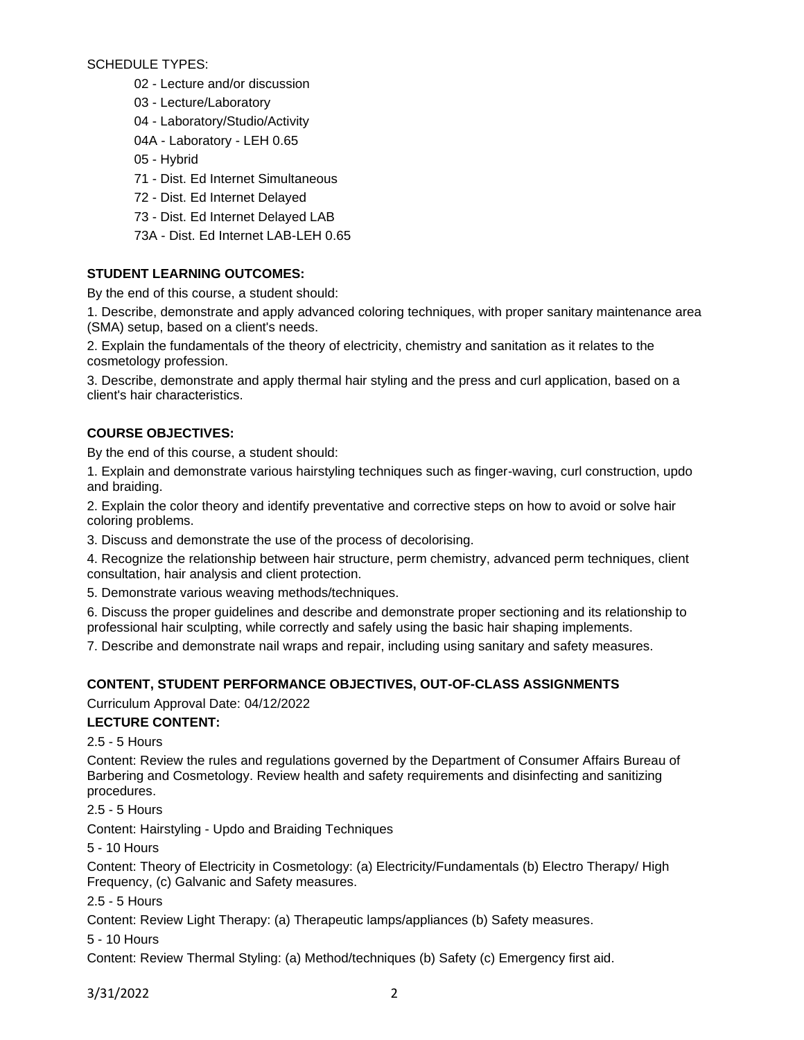SCHEDULE TYPES:

- 02 - Lecture and/or discussion
- 03 - Lecture/Laboratory
- 04 - Laboratory/Studio/Activity
- 04A - Laboratory - LEH 0.65
- 05 - Hybrid
- 71 - Dist. Ed Internet Simultaneous
- 72 - Dist. Ed Internet Delayed
- 73 - Dist. Ed Internet Delayed LAB
- 73A - Dist. Ed Internet LAB-LEH 0.65

## STUDENT LEARNING OUTCOMES:

By the end of this course, a student should:

1. Describe, demonstrate and apply advanced coloring techniques, with proper sanitary maintenance area (SMA) setup, based on a client's needs.
2. Explain the fundamentals of the theory of electricity, chemistry and sanitation as it relates to the cosmetology profession.
3. Describe, demonstrate and apply thermal hair styling and the press and curl application, based on a client's hair characteristics.

## COURSE OBJECTIVES:

By the end of this course, a student should:

1. Explain and demonstrate various hairstyling techniques such as finger-waving, curl construction, updo and braiding.
2. Explain the color theory and identify preventative and corrective steps on how to avoid or solve hair coloring problems.
3. Discuss and demonstrate the use of the process of decolorising.
4. Recognize the relationship between hair structure, perm chemistry, advanced perm techniques, client consultation, hair analysis and client protection.
5. Demonstrate various weaving methods/techniques.
6. Discuss the proper guidelines and describe and demonstrate proper sectioning and its relationship to professional hair sculpting, while correctly and safely using the basic hair shaping implements.
7. Describe and demonstrate nail wraps and repair, including using sanitary and safety measures.

## CONTENT, STUDENT PERFORMANCE OBJECTIVES, OUT-OF-CLASS ASSIGNMENTS

Curriculum Approval Date: 04/12/2022

### LECTURE CONTENT:

2.5 - 5 Hours

Content: Review the rules and regulations governed by the Department of Consumer Affairs Bureau of Barbering and Cosmetology. Review health and safety requirements and disinfecting and sanitizing procedures.

2.5 - 5 Hours

Content: Hairstyling - Updo and Braiding Techniques

5 - 10 Hours

Content: Theory of Electricity in Cosmetology: (a) Electricity/Fundamentals (b) Electro Therapy/ High Frequency, (c) Galvanic and Safety measures.

2.5 - 5 Hours

Content: Review Light Therapy: (a) Therapeutic lamps/appliances (b) Safety measures.

5 - 10 Hours

Content: Review Thermal Styling: (a) Method/techniques (b) Safety (c) Emergency first aid.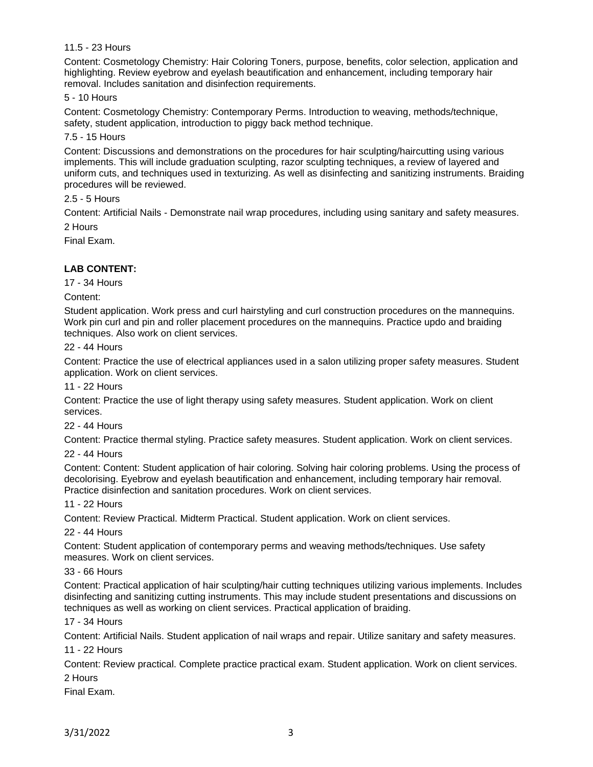11.5 - 23 Hours

Content: Cosmetology Chemistry: Hair Coloring Toners, purpose, benefits, color selection, application and highlighting. Review eyebrow and eyelash beautification and enhancement, including temporary hair removal. Includes sanitation and disinfection requirements.

5 - 10 Hours

Content: Cosmetology Chemistry: Contemporary Perms. Introduction to weaving, methods/technique, safety, student application, introduction to piggy back method technique.

7.5 - 15 Hours

Content: Discussions and demonstrations on the procedures for hair sculpting/haircutting using various implements. This will include graduation sculpting, razor sculpting techniques, a review of layered and uniform cuts, and techniques used in texturizing. As well as disinfecting and sanitizing instruments. Braiding procedures will be reviewed.

2.5 - 5 Hours

Content: Artificial Nails - Demonstrate nail wrap procedures, including using sanitary and safety measures.

2 Hours

Final Exam.

**LAB CONTENT:**

17 - 34 Hours

Content:

Student application. Work press and curl hairstyling and curl construction procedures on the mannequins. Work pin curl and pin and roller placement procedures on the mannequins. Practice updo and braiding techniques. Also work on client services.

22 - 44 Hours

Content: Practice the use of electrical appliances used in a salon utilizing proper safety measures. Student application. Work on client services.

11 - 22 Hours

Content: Practice the use of light therapy using safety measures. Student application. Work on client services.

22 - 44 Hours

Content: Practice thermal styling. Practice safety measures. Student application. Work on client services.

22 - 44 Hours

Content: Content: Student application of hair coloring. Solving hair coloring problems. Using the process of decolorising. Eyebrow and eyelash beautification and enhancement, including temporary hair removal. Practice disinfection and sanitation procedures. Work on client services.

11 - 22 Hours

Content: Review Practical. Midterm Practical. Student application. Work on client services.

22 - 44 Hours

Content: Student application of contemporary perms and weaving methods/techniques. Use safety measures. Work on client services.

33 - 66 Hours

Content: Practical application of hair sculpting/hair cutting techniques utilizing various implements. Includes disinfecting and sanitizing cutting instruments. This may include student presentations and discussions on techniques as well as working on client services. Practical application of braiding.

17 - 34 Hours

Content: Artificial Nails. Student application of nail wraps and repair. Utilize sanitary and safety measures.

11 - 22 Hours

Content: Review practical. Complete practice practical exam. Student application. Work on client services.

2 Hours

Final Exam.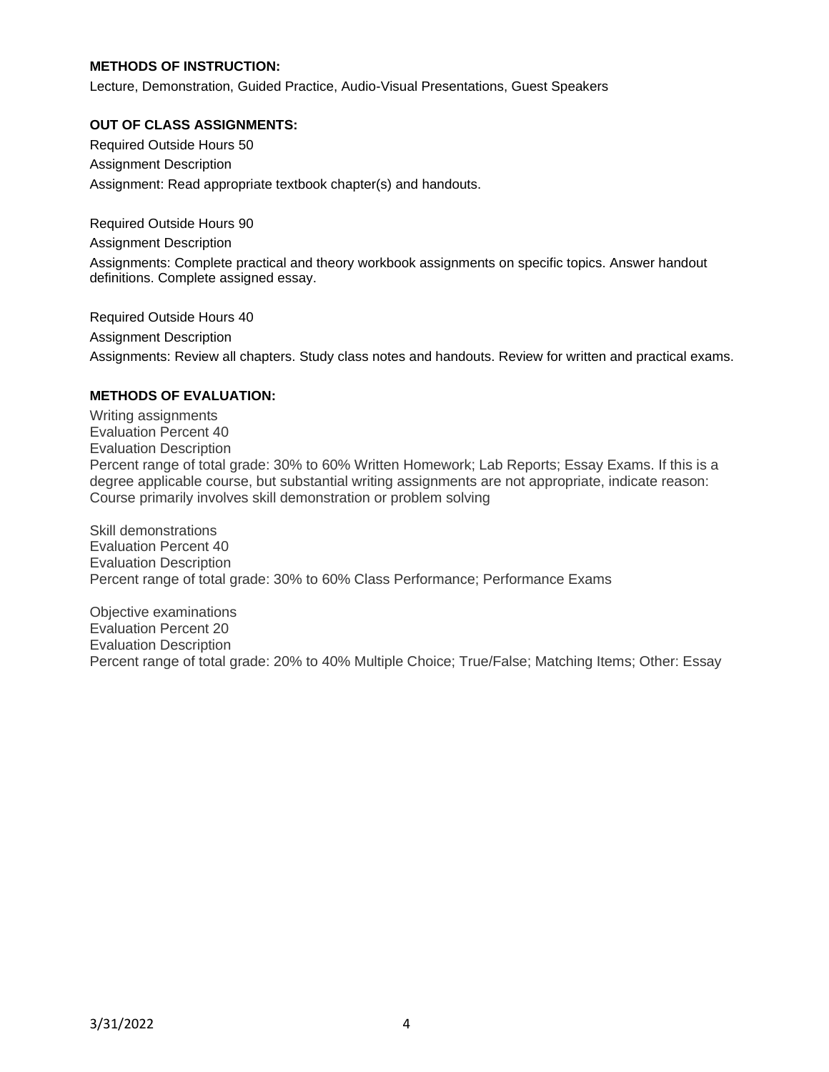**METHODS OF INSTRUCTION:**

Lecture, Demonstration, Guided Practice, Audio-Visual Presentations, Guest Speakers

**OUT OF CLASS ASSIGNMENTS:**

Required Outside Hours 50

Assignment Description

Assignment: Read appropriate textbook chapter(s) and handouts.

Required Outside Hours 90

Assignment Description

Assignments: Complete practical and theory workbook assignments on specific topics. Answer handout definitions. Complete assigned essay.

Required Outside Hours 40

Assignment Description

Assignments: Review all chapters. Study class notes and handouts. Review for written and practical exams.

**METHODS OF EVALUATION:**

Writing assignments
Evaluation Percent 40
Evaluation Description
Percent range of total grade: 30% to 60% Written Homework; Lab Reports; Essay Exams. If this is a degree applicable course, but substantial writing assignments are not appropriate, indicate reason: Course primarily involves skill demonstration or problem solving

Skill demonstrations
Evaluation Percent 40
Evaluation Description
Percent range of total grade: 30% to 60% Class Performance; Performance Exams

Objective examinations
Evaluation Percent 20
Evaluation Description
Percent range of total grade: 20% to 40% Multiple Choice; True/False; Matching Items; Other: Essay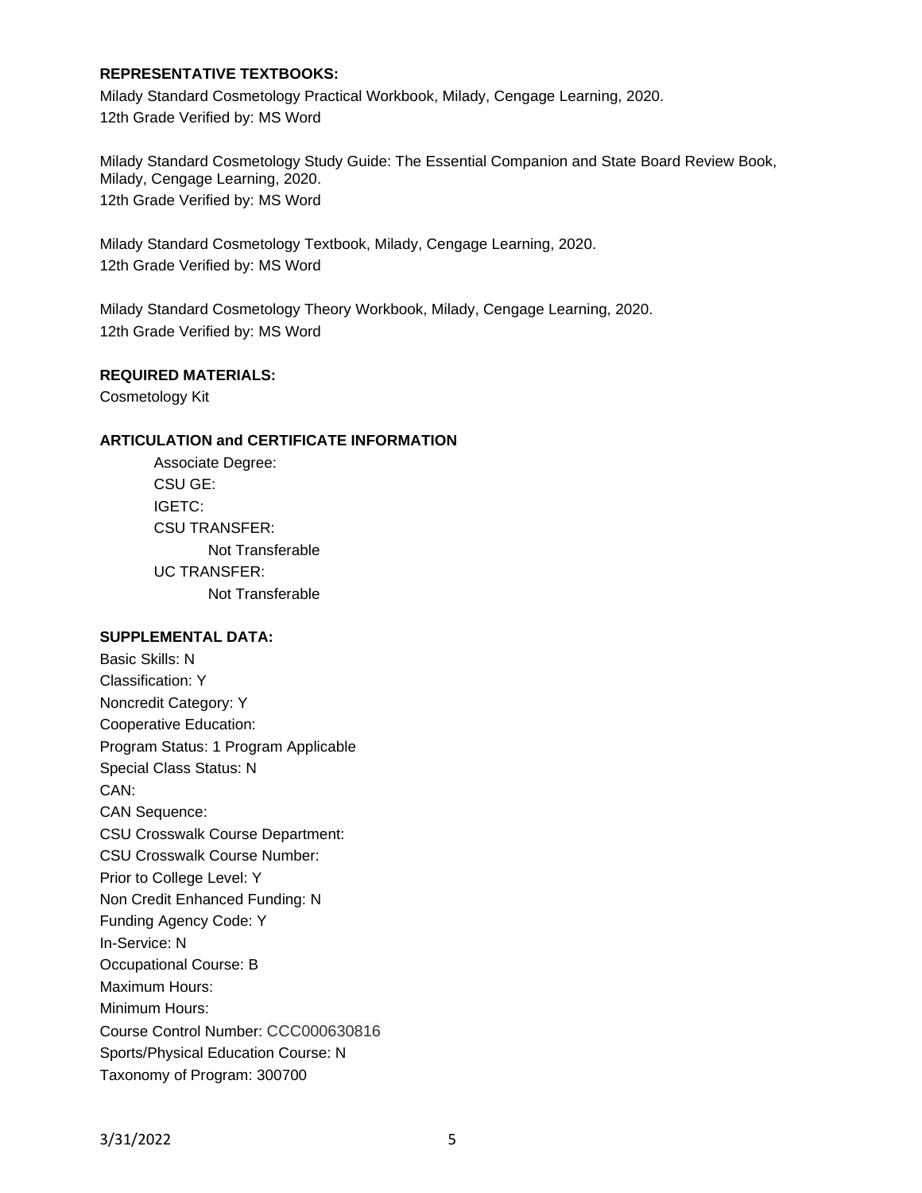**REPRESENTATIVE TEXTBOOKS:**

Milady Standard Cosmetology Practical Workbook, Milady, Cengage Learning, 2020.
12th Grade Verified by: MS Word

Milady Standard Cosmetology Study Guide: The Essential Companion and State Board Review Book, Milady, Cengage Learning, 2020.
12th Grade Verified by: MS Word

Milady Standard Cosmetology Textbook, Milady, Cengage Learning, 2020.
12th Grade Verified by: MS Word

Milady Standard Cosmetology Theory Workbook, Milady, Cengage Learning, 2020.
12th Grade Verified by: MS Word

**REQUIRED MATERIALS:**

Cosmetology Kit

**ARTICULATION and CERTIFICATE INFORMATION**

Associate Degree:
CSU GE:
IGETC:
CSU TRANSFER:
  Not Transferable
UC TRANSFER:
  Not Transferable

**SUPPLEMENTAL DATA:**

Basic Skills: N
Classification: Y
Noncredit Category: Y
Cooperative Education:
Program Status: 1 Program Applicable
Special Class Status: N
CAN:
CAN Sequence:
CSU Crosswalk Course Department:
CSU Crosswalk Course Number:
Prior to College Level: Y
Non Credit Enhanced Funding: N
Funding Agency Code: Y
In-Service: N
Occupational Course: B
Maximum Hours:
Minimum Hours:
Course Control Number: CCC000630816
Sports/Physical Education Course: N
Taxonomy of Program: 300700